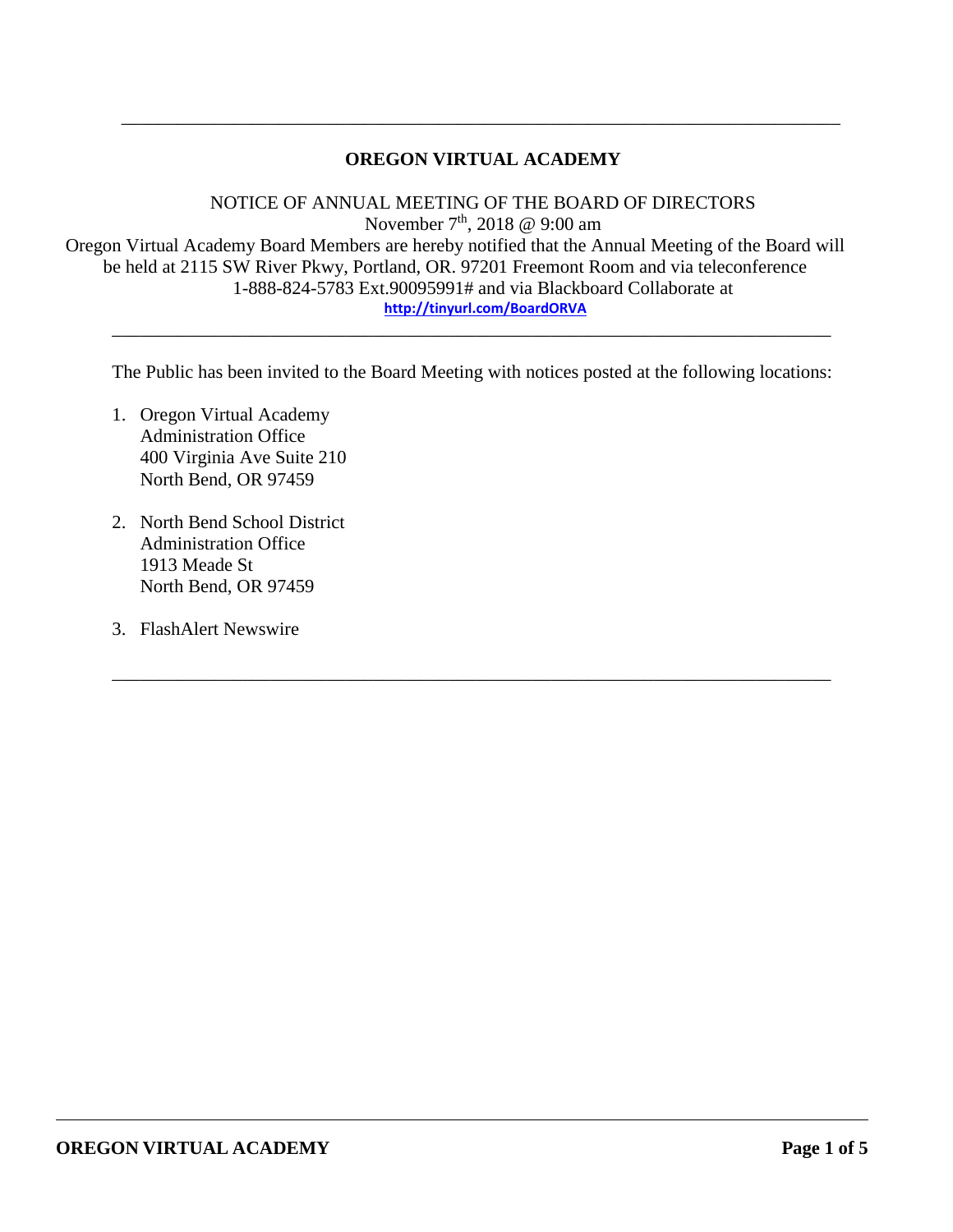---

# OREGON VIRTUAL ACADEMY

NOTICE OF ANNUAL MEETING OF THE BOARD OF DIRECTORS

November 7th, 2018 @ 9:00 am

Oregon Virtual Academy Board Members are hereby notified that the Annual Meeting of the Board will be held at 2115 SW River Pkwy, Portland, OR. 97201 Freemont Room and via teleconference 1-888-824-5783 Ext.90095991# and via Blackboard Collaborate at http://tinyurl.com/BoardORVA

---

The Public has been invited to the Board Meeting with notices posted at the following locations:

1. Oregon Virtual Academy
   Administration Office
   400 Virginia Ave Suite 210
   North Bend, OR 97459

2. North Bend School District
   Administration Office
   1913 Meade St
   North Bend, OR 97459

3. FlashAlert Newswire

---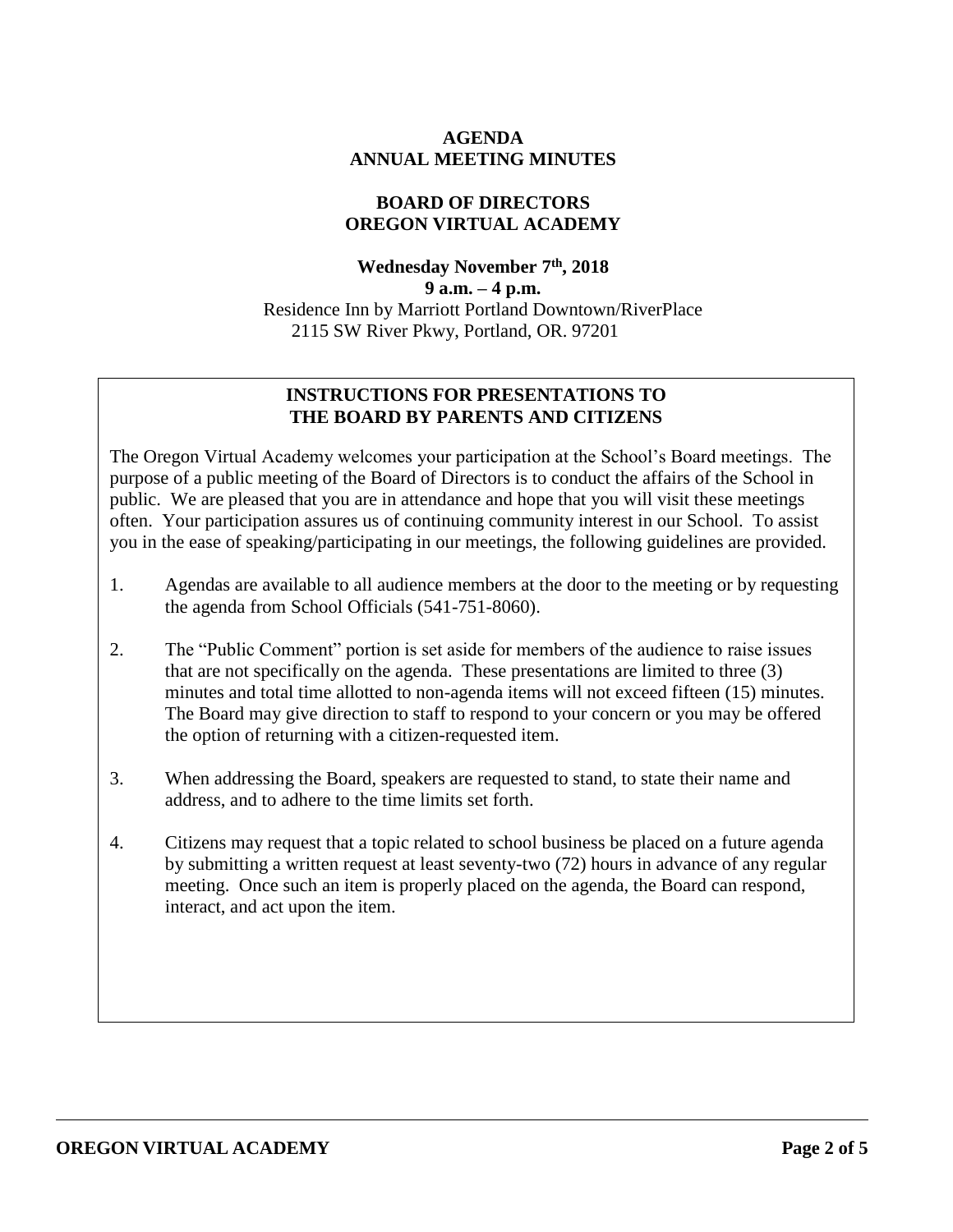**AGENDA**
**ANNUAL MEETING MINUTES**

**BOARD OF DIRECTORS**
**OREGON VIRTUAL ACADEMY**

**Wednesday November 7th, 2018**
**9 a.m. – 4 p.m.**
Residence Inn by Marriott Portland Downtown/RiverPlace
2115 SW River Pkwy, Portland, OR. 97201

## INSTRUCTIONS FOR PRESENTATIONS TO THE BOARD BY PARENTS AND CITIZENS

The Oregon Virtual Academy welcomes your participation at the School's Board meetings. The purpose of a public meeting of the Board of Directors is to conduct the affairs of the School in public. We are pleased that you are in attendance and hope that you will visit these meetings often. Your participation assures us of continuing community interest in our School. To assist you in the ease of speaking/participating in our meetings, the following guidelines are provided.

1. Agendas are available to all audience members at the door to the meeting or by requesting the agenda from School Officials (541-751-8060).

2. The "Public Comment" portion is set aside for members of the audience to raise issues that are not specifically on the agenda. These presentations are limited to three (3) minutes and total time allotted to non-agenda items will not exceed fifteen (15) minutes. The Board may give direction to staff to respond to your concern or you may be offered the option of returning with a citizen-requested item.

3. When addressing the Board, speakers are requested to stand, to state their name and address, and to adhere to the time limits set forth.

4. Citizens may request that a topic related to school business be placed on a future agenda by submitting a written request at least seventy-two (72) hours in advance of any regular meeting. Once such an item is properly placed on the agenda, the Board can respond, interact, and act upon the item.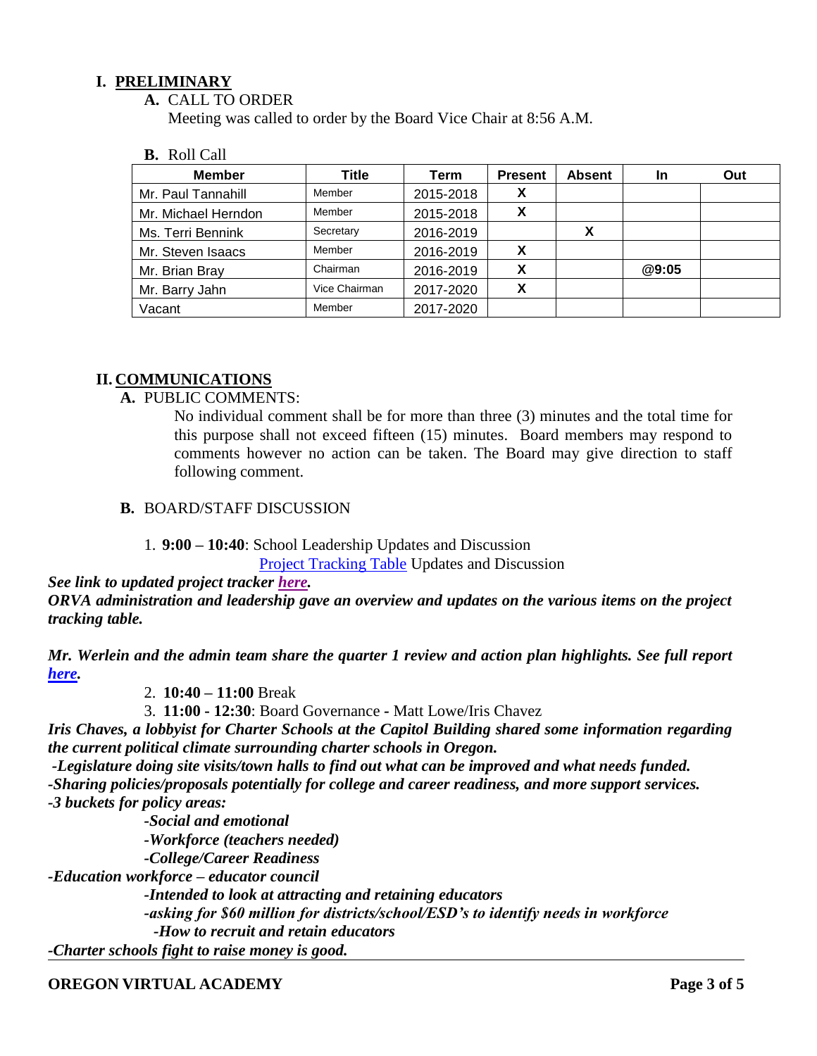# I. PRELIMINARY

**A.** CALL TO ORDER

Meeting was called to order by the Board Vice Chair at 8:56 A.M.

**B.** Roll Call

| Member | Title | Term | Present | Absent | In | Out |
|---|---|---|---|---|---|---|
| Mr. Paul Tannahill | Member | 2015-2018 | X | | | |
| Mr. Michael Herndon | Member | 2015-2018 | X | | | |
| Ms. Terri Bennink | Secretary | 2016-2019 | | X | | |
| Mr. Steven Isaacs | Member | 2016-2019 | X | | | |
| Mr. Brian Bray | Chairman | 2016-2019 | X | | @9:05 | |
| Mr. Barry Jahn | Vice Chairman | 2017-2020 | X | | | |
| Vacant | Member | 2017-2020 | | | | |

# II. COMMUNICATIONS

**A.** PUBLIC COMMENTS:

No individual comment shall be for more than three (3) minutes and the total time for this purpose shall not exceed fifteen (15) minutes. Board members may respond to comments however no action can be taken. The Board may give direction to staff following comment.

**B.** BOARD/STAFF DISCUSSION

1. **9:00 – 10:40**: School Leadership Updates and Discussion
   Project Tracking Table Updates and Discussion

***See link to updated project tracker here.***

***ORVA administration and leadership gave an overview and updates on the various items on the project tracking table.***

***Mr. Werlein and the admin team share the quarter 1 review and action plan highlights. See full report here.***

2. **10:40 – 11:00** Break
3. **11:00 - 12:30**: Board Governance - Matt Lowe/Iris Chavez

***Iris Chaves, a lobbyist for Charter Schools at the Capitol Building shared some information regarding the current political climate surrounding charter schools in Oregon.***

***-Legislature doing site visits/town halls to find out what can be improved and what needs funded.***

***-Sharing policies/proposals potentially for college and career readiness, and more support services.***

***-3 buckets for policy areas:***

***-Social and emotional***

***-Workforce (teachers needed)***

***-College/Career Readiness***

***-Education workforce – educator council***

***-Intended to look at attracting and retaining educators***

***-asking for $60 million for districts/school/ESD's to identify needs in workforce***

***-How to recruit and retain educators***

***-Charter schools fight to raise money is good.***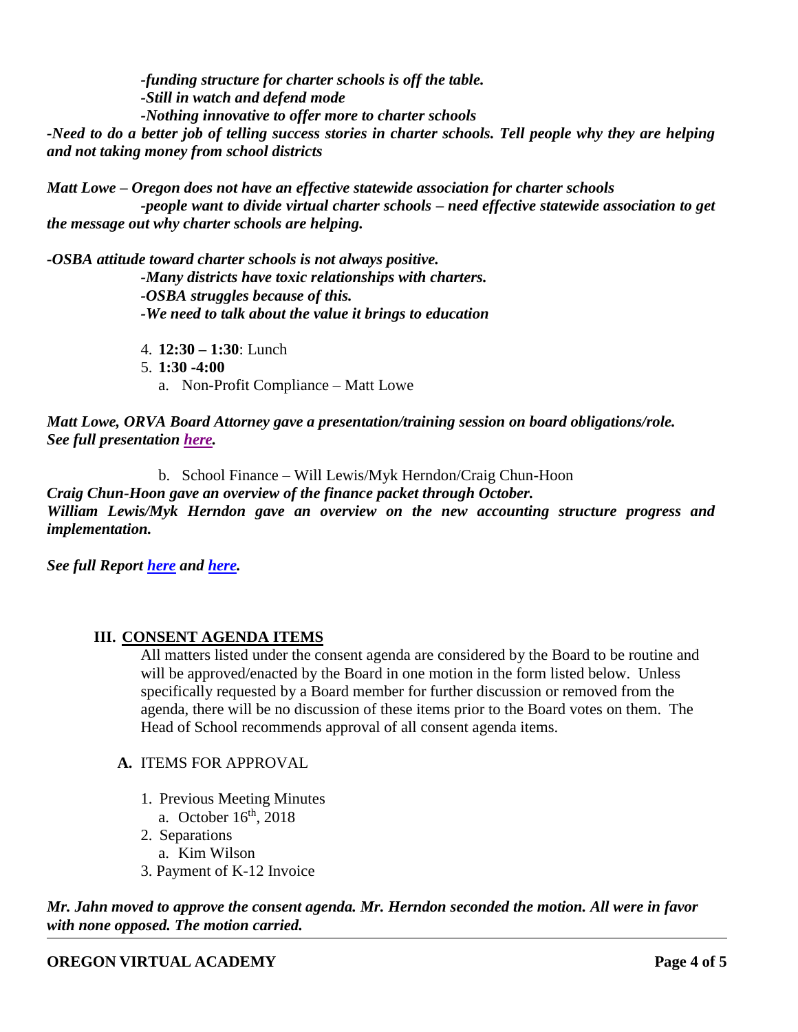*-funding structure for charter schools is off the table.*
*-Still in watch and defend mode*
*-Nothing innovative to offer more to charter schools*

***-Need to do a better job of telling success stories in charter schools. Tell people why they are helping and not taking money from school districts***

***Matt Lowe – Oregon does not have an effective statewide association for charter schools***
***-people want to divide virtual charter schools – need effective statewide association to get the message out why charter schools are helping.***

***-OSBA attitude toward charter schools is not always positive.***
***-Many districts have toxic relationships with charters.***
***-OSBA struggles because of this.***
***-We need to talk about the value it brings to education***

4. **12:30 – 1:30**: Lunch
5. **1:30 -4:00**
   a. Non-Profit Compliance – Matt Lowe

***Matt Lowe, ORVA Board Attorney gave a presentation/training session on board obligations/role. See full presentation here.***

   b. School Finance – Will Lewis/Myk Herndon/Craig Chun-Hoon

***Craig Chun-Hoon gave an overview of the finance packet through October.***
***William Lewis/Myk Herndon gave an overview on the new accounting structure progress and implementation.***

***See full Report here and here.***

## III. CONSENT AGENDA ITEMS

All matters listed under the consent agenda are considered by the Board to be routine and will be approved/enacted by the Board in one motion in the form listed below. Unless specifically requested by a Board member for further discussion or removed from the agenda, there will be no discussion of these items prior to the Board votes on them. The Head of School recommends approval of all consent agenda items.

**A.** ITEMS FOR APPROVAL

1. Previous Meeting Minutes
   a. October 16th, 2018
2. Separations
   a. Kim Wilson
3. Payment of K-12 Invoice

***Mr. Jahn moved to approve the consent agenda. Mr. Herndon seconded the motion. All were in favor with none opposed. The motion carried.***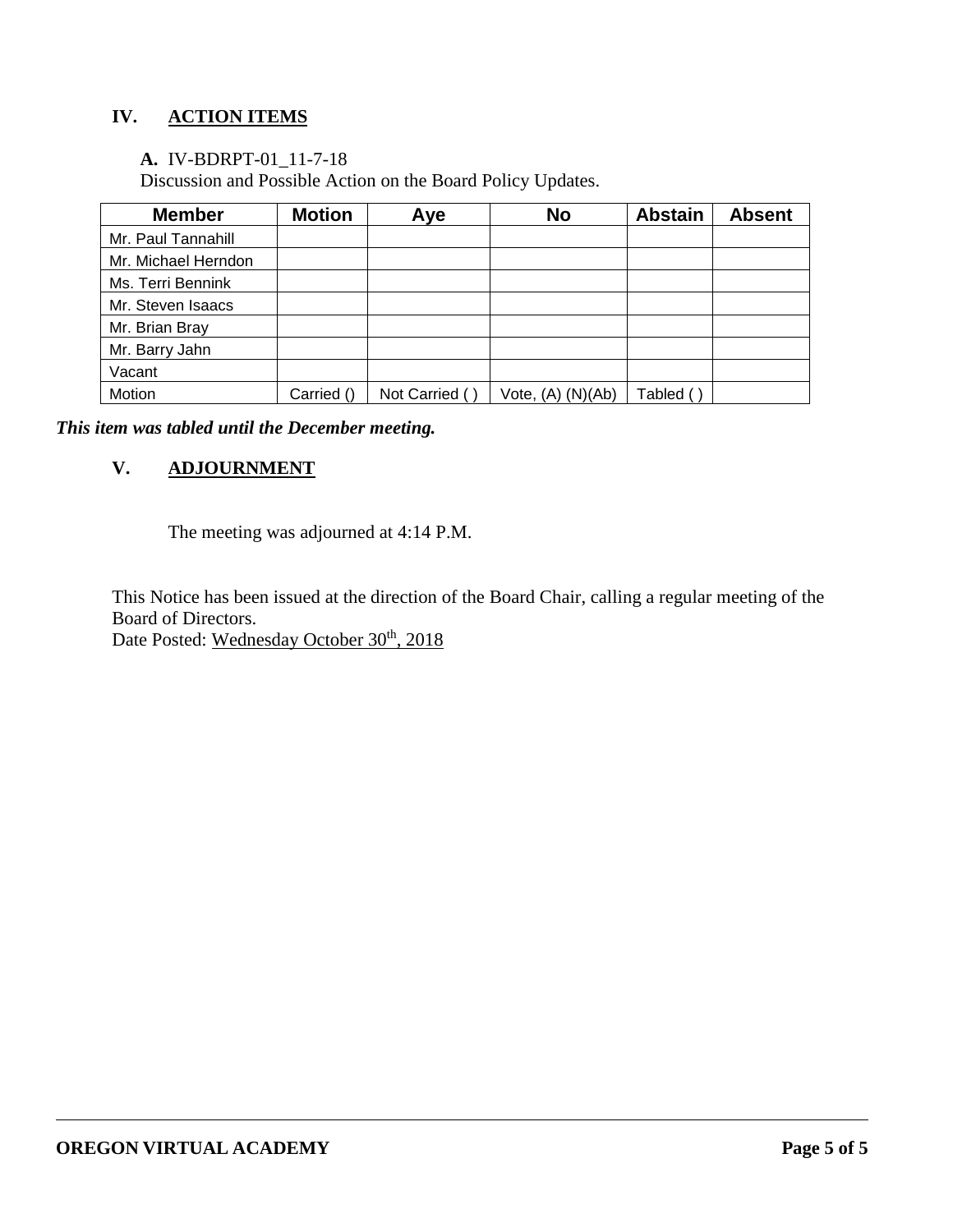## IV. ACTION ITEMS

**A.** IV-BDRPT-01_11-7-18

Discussion and Possible Action on the Board Policy Updates.

| Member | Motion | Aye | No | Abstain | Absent |
|---|---|---|---|---|---|
| Mr. Paul Tannahill | | | | | |
| Mr. Michael Herndon | | | | | |
| Ms. Terri Bennink | | | | | |
| Mr. Steven Isaacs | | | | | |
| Mr. Brian Bray | | | | | |
| Mr. Barry Jahn | | | | | |
| Vacant | | | | | |
| Motion | Carried () | Not Carried ( ) | Vote, (A) (N)(Ab) | Tabled ( ) | |

***This item was tabled until the December meeting.***

## V. ADJOURNMENT

The meeting was adjourned at 4:14 P.M.

This Notice has been issued at the direction of the Board Chair, calling a regular meeting of the Board of Directors.
Date Posted: Wednesday October 30th, 2018